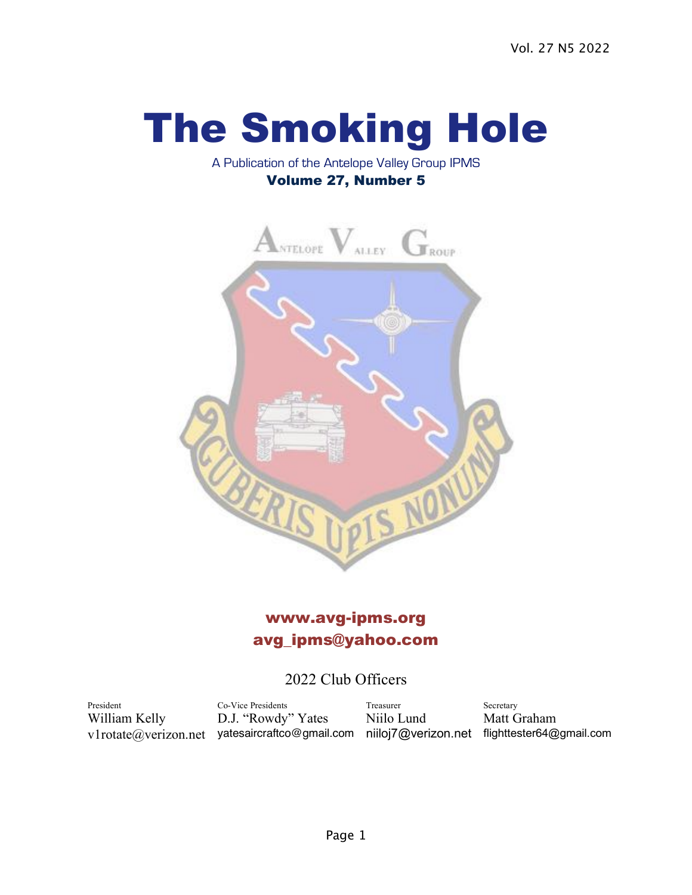Vol. 27 N5 2022

# The Smoking Hole

A Publication of the Antelope Valley Group IPMS

**Volume 27, Number 5**

**www.avg-ipms.org**

**avg_ipms@yahoo.com**

## 2022 Club Officers

| President | Co-Vice Presidents | Treasurer | Secretary |
|---|---|---|---|
| William Kelly | D.J. "Rowdy" Yates | Niilo Lund | Matt Graham |
| v1rotate@verizon.net | yatesaircraftco@gmail.com | niiloj7@verizon.net | flighttester64@gmail.com |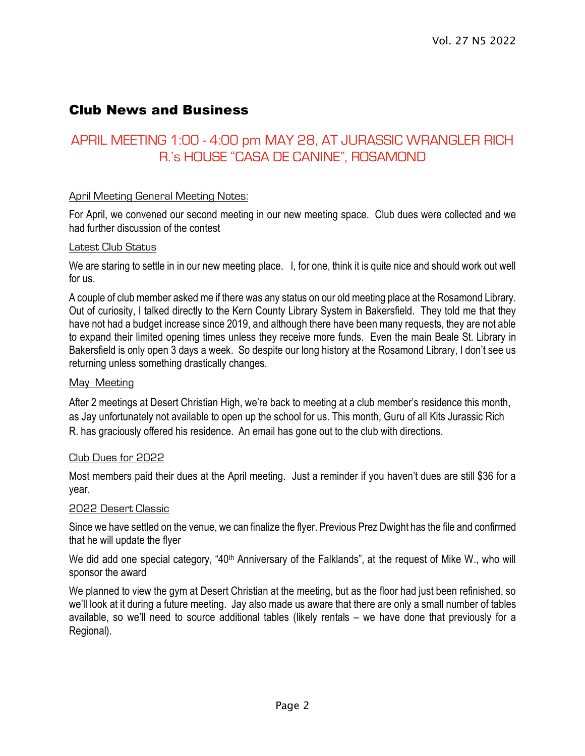# Club News and Business

## APRIL MEETING 1:00 - 4:00 pm MAY 28, AT JURASSIC WRANGLER RICH R.'s HOUSE "CASA DE CANINE", ROSAMOND

### April Meeting General Meeting Notes:

For April, we convened our second meeting in our new meeting space. Club dues were collected and we had further discussion of the contest

### Latest Club Status

We are staring to settle in in our new meeting place. I, for one, think it is quite nice and should work out well for us.

A couple of club member asked me if there was any status on our old meeting place at the Rosamond Library. Out of curiosity, I talked directly to the Kern County Library System in Bakersfield. They told me that they have not had a budget increase since 2019, and although there have been many requests, they are not able to expand their limited opening times unless they receive more funds. Even the main Beale St. Library in Bakersfield is only open 3 days a week. So despite our long history at the Rosamond Library, I don't see us returning unless something drastically changes.

### May Meeting

After 2 meetings at Desert Christian High, we're back to meeting at a club member's residence this month, as Jay unfortunately not available to open up the school for us. This month, Guru of all Kits Jurassic Rich R. has graciously offered his residence. An email has gone out to the club with directions.

### Club Dues for 2022

Most members paid their dues at the April meeting. Just a reminder if you haven't dues are still $36 for a year.

### 2022 Desert Classic

Since we have settled on the venue, we can finalize the flyer. Previous Prez Dwight has the file and confirmed that he will update the flyer

We did add one special category, "40th Anniversary of the Falklands", at the request of Mike W., who will sponsor the award

We planned to view the gym at Desert Christian at the meeting, but as the floor had just been refinished, so we'll look at it during a future meeting. Jay also made us aware that there are only a small number of tables available, so we'll need to source additional tables (likely rentals – we have done that previously for a Regional).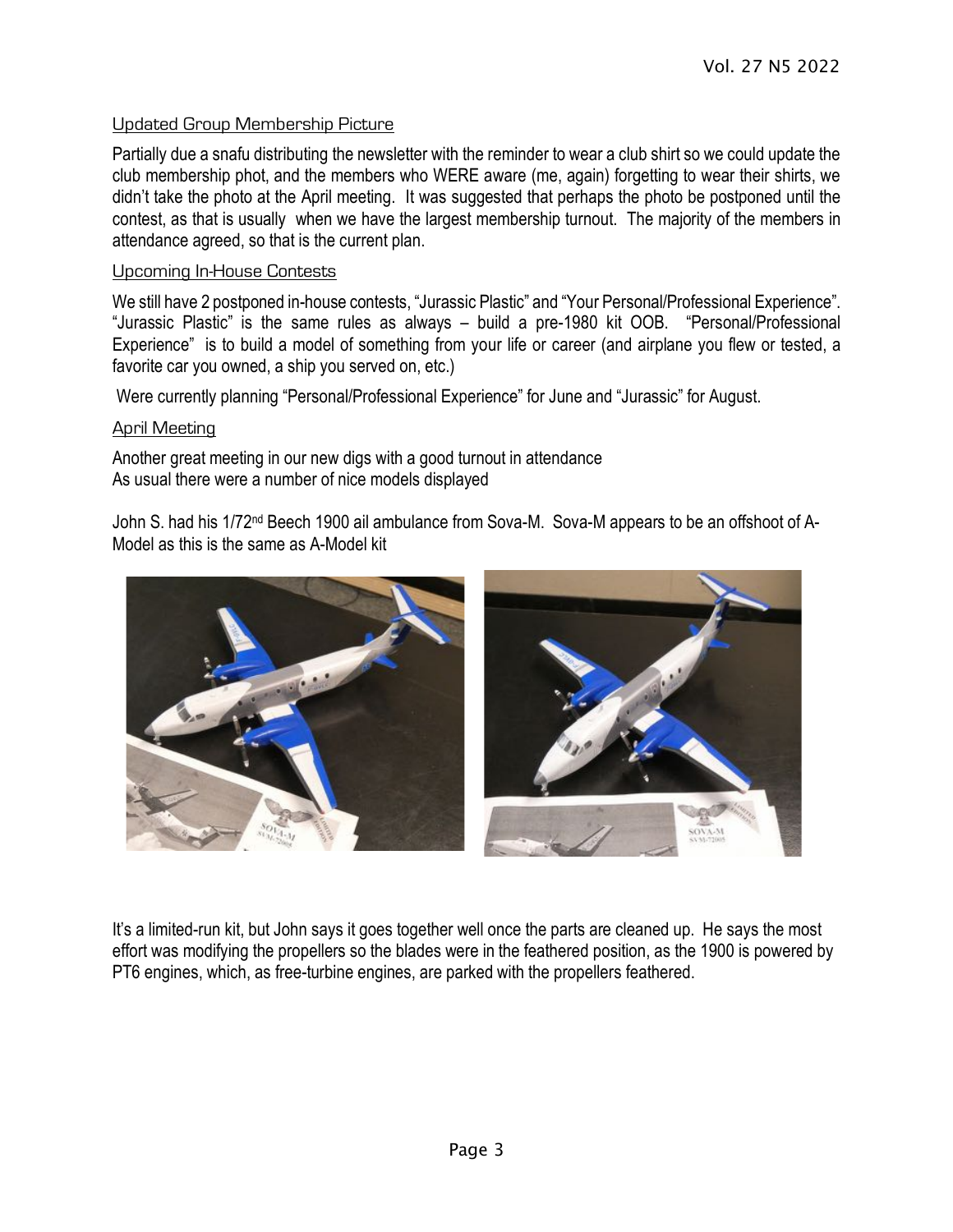## Updated Group Membership Picture

Partially due a snafu distributing the newsletter with the reminder to wear a club shirt so we could update the club membership phot, and the members who WERE aware (me, again) forgetting to wear their shirts, we didn't take the photo at the April meeting. It was suggested that perhaps the photo be postponed until the contest, as that is usually when we have the largest membership turnout. The majority of the members in attendance agreed, so that is the current plan.

## Upcoming In-House Contests

We still have 2 postponed in-house contests, "Jurassic Plastic" and "Your Personal/Professional Experience". "Jurassic Plastic" is the same rules as always – build a pre-1980 kit OOB. "Personal/Professional Experience" is to build a model of something from your life or career (and airplane you flew or tested, a favorite car you owned, a ship you served on, etc.)

Were currently planning "Personal/Professional Experience" for June and "Jurassic" for August.

## April Meeting

Another great meeting in our new digs with a good turnout in attendance
As usual there were a number of nice models displayed

John S. had his 1/72nd Beech 1900 ail ambulance from Sova-M. Sova-M appears to be an offshoot of A-Model as this is the same as A-Model kit

It's a limited-run kit, but John says it goes together well once the parts are cleaned up. He says the most effort was modifying the propellers so the blades were in the feathered position, as the 1900 is powered by PT6 engines, which, as free-turbine engines, are parked with the propellers feathered.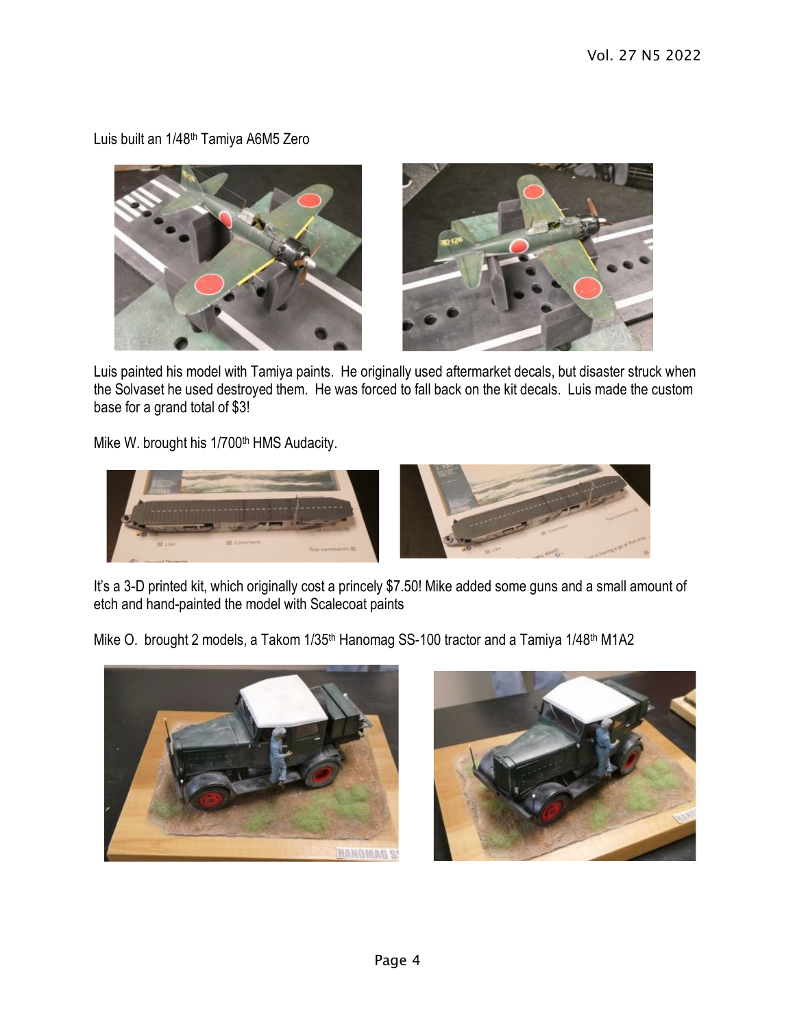Luis built an 1/48th Tamiya A6M5 Zero

Luis painted his model with Tamiya paints. He originally used aftermarket decals, but disaster struck when the Solvaset he used destroyed them. He was forced to fall back on the kit decals. Luis made the custom base for a grand total of $3!

Mike W. brought his 1/700th HMS Audacity.

It's a 3-D printed kit, which originally cost a princely $7.50! Mike added some guns and a small amount of etch and hand-painted the model with Scalecoat paints

Mike O. brought 2 models, a Takom 1/35th Hanomag SS-100 tractor and a Tamiya 1/48th M1A2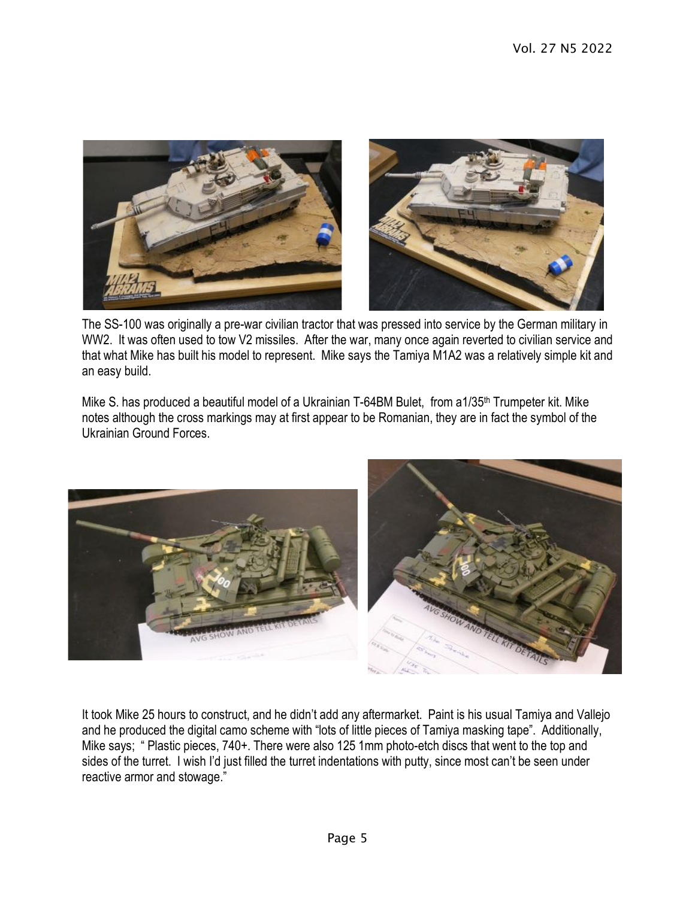The SS-100 was originally a pre-war civilian tractor that was pressed into service by the German military in WW2. It was often used to tow V2 missiles. After the war, many once again reverted to civilian service and that what Mike has built his model to represent. Mike says the Tamiya M1A2 was a relatively simple kit and an easy build.

Mike S. has produced a beautiful model of a Ukrainian T-64BM Bulet, from a1/35th Trumpeter kit. Mike notes although the cross markings may at first appear to be Romanian, they are in fact the symbol of the Ukrainian Ground Forces.

It took Mike 25 hours to construct, and he didn't add any aftermarket. Paint is his usual Tamiya and Vallejo and he produced the digital camo scheme with "lots of little pieces of Tamiya masking tape". Additionally, Mike says; " Plastic pieces, 740+. There were also 125 1mm photo-etch discs that went to the top and sides of the turret. I wish I'd just filled the turret indentations with putty, since most can't be seen under reactive armor and stowage."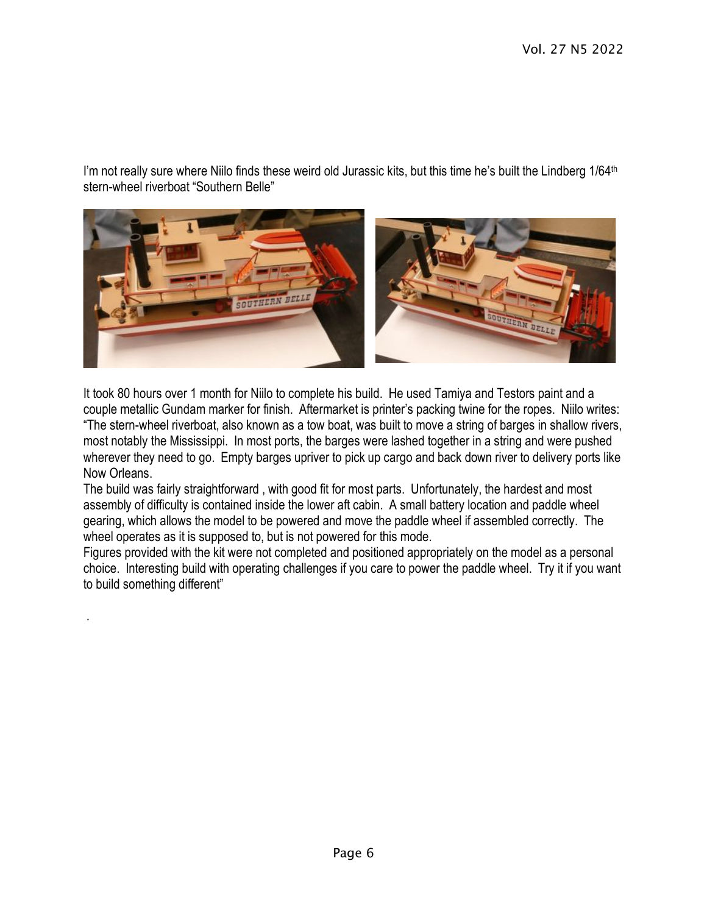I'm not really sure where Niilo finds these weird old Jurassic kits, but this time he's built the Lindberg 1/64th stern-wheel riverboat "Southern Belle"

It took 80 hours over 1 month for Niilo to complete his build. He used Tamiya and Testors paint and a couple metallic Gundam marker for finish. Aftermarket is printer's packing twine for the ropes. Niilo writes: "The stern-wheel riverboat, also known as a tow boat, was built to move a string of barges in shallow rivers, most notably the Mississippi. In most ports, the barges were lashed together in a string and were pushed wherever they need to go. Empty barges upriver to pick up cargo and back down river to delivery ports like Now Orleans.

The build was fairly straightforward , with good fit for most parts. Unfortunately, the hardest and most assembly of difficulty is contained inside the lower aft cabin. A small battery location and paddle wheel gearing, which allows the model to be powered and move the paddle wheel if assembled correctly. The wheel operates as it is supposed to, but is not powered for this mode.

Figures provided with the kit were not completed and positioned appropriately on the model as a personal choice. Interesting build with operating challenges if you care to power the paddle wheel. Try it if you want to build something different"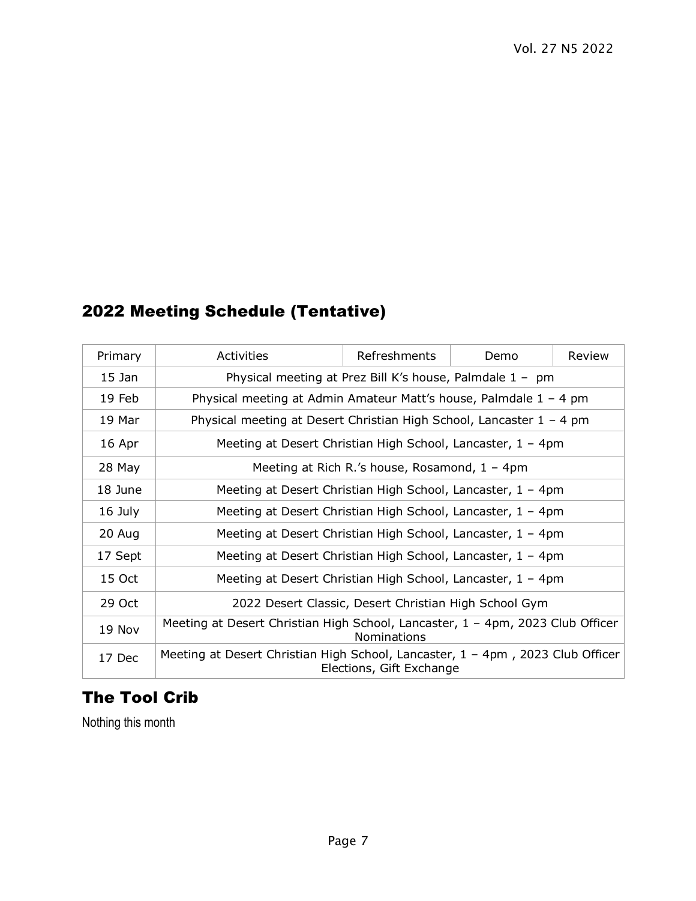## 2022 Meeting Schedule (Tentative)

| Primary | Activities | Refreshments | Demo | Review |
|---|---|---|---|---|
| 15 Jan | Physical meeting at Prez Bill K's house, Palmdale 1 – pm | | | |
| 19 Feb | Physical meeting at Admin Amateur Matt's house, Palmdale 1 – 4 pm | | | |
| 19 Mar | Physical meeting at Desert Christian High School, Lancaster 1 – 4 pm | | | |
| 16 Apr | Meeting at Desert Christian High School, Lancaster, 1 – 4pm | | | |
| 28 May | Meeting at Rich R.'s house, Rosamond, 1 – 4pm | | | |
| 18 June | Meeting at Desert Christian High School, Lancaster, 1 – 4pm | | | |
| 16 July | Meeting at Desert Christian High School, Lancaster, 1 – 4pm | | | |
| 20 Aug | Meeting at Desert Christian High School, Lancaster, 1 – 4pm | | | |
| 17 Sept | Meeting at Desert Christian High School, Lancaster, 1 – 4pm | | | |
| 15 Oct | Meeting at Desert Christian High School, Lancaster, 1 – 4pm | | | |
| 29 Oct | 2022 Desert Classic, Desert Christian High School Gym | | | |
| 19 Nov | Meeting at Desert Christian High School, Lancaster, 1 – 4pm, 2023 Club Officer Nominations | | | |
| 17 Dec | Meeting at Desert Christian High School, Lancaster, 1 – 4pm , 2023 Club Officer Elections, Gift Exchange | | | |

## The Tool Crib

Nothing this month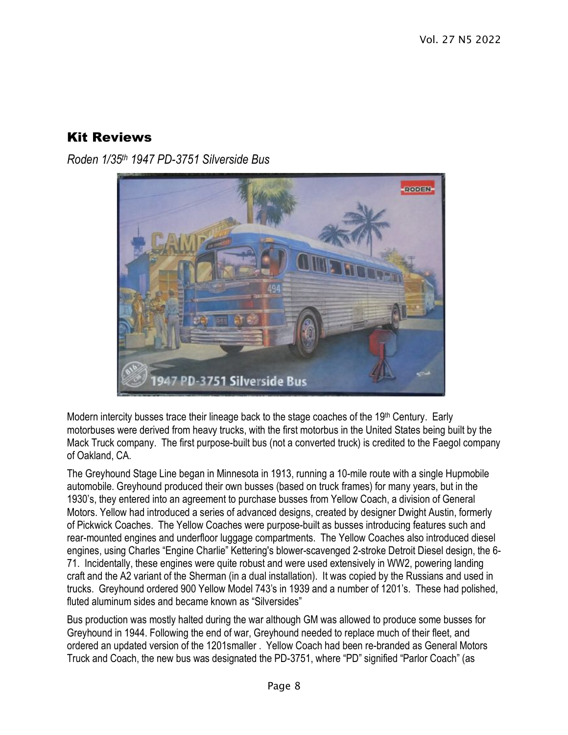## Kit Reviews

*Roden 1/35th 1947 PD-3751 Silverside Bus*

Modern intercity busses trace their lineage back to the stage coaches of the 19th Century. Early motorbuses were derived from heavy trucks, with the first motorbus in the United States being built by the Mack Truck company. The first purpose-built bus (not a converted truck) is credited to the Faegol company of Oakland, CA.

The Greyhound Stage Line began in Minnesota in 1913, running a 10-mile route with a single Hupmobile automobile. Greyhound produced their own busses (based on truck frames) for many years, but in the 1930's, they entered into an agreement to purchase busses from Yellow Coach, a division of General Motors. Yellow had introduced a series of advanced designs, created by designer Dwight Austin, formerly of Pickwick Coaches. The Yellow Coaches were purpose-built as busses introducing features such and rear-mounted engines and underfloor luggage compartments. The Yellow Coaches also introduced diesel engines, using Charles "Engine Charlie" Kettering's blower-scavenged 2-stroke Detroit Diesel design, the 6-71. Incidentally, these engines were quite robust and were used extensively in WW2, powering landing craft and the A2 variant of the Sherman (in a dual installation). It was copied by the Russians and used in trucks. Greyhound ordered 900 Yellow Model 743's in 1939 and a number of 1201's. These had polished, fluted aluminum sides and became known as "Silversides"

Bus production was mostly halted during the war although GM was allowed to produce some busses for Greyhound in 1944. Following the end of war, Greyhound needed to replace much of their fleet, and ordered an updated version of the 1201smaller . Yellow Coach had been re-branded as General Motors Truck and Coach, the new bus was designated the PD-3751, where "PD" signified "Parlor Coach" (as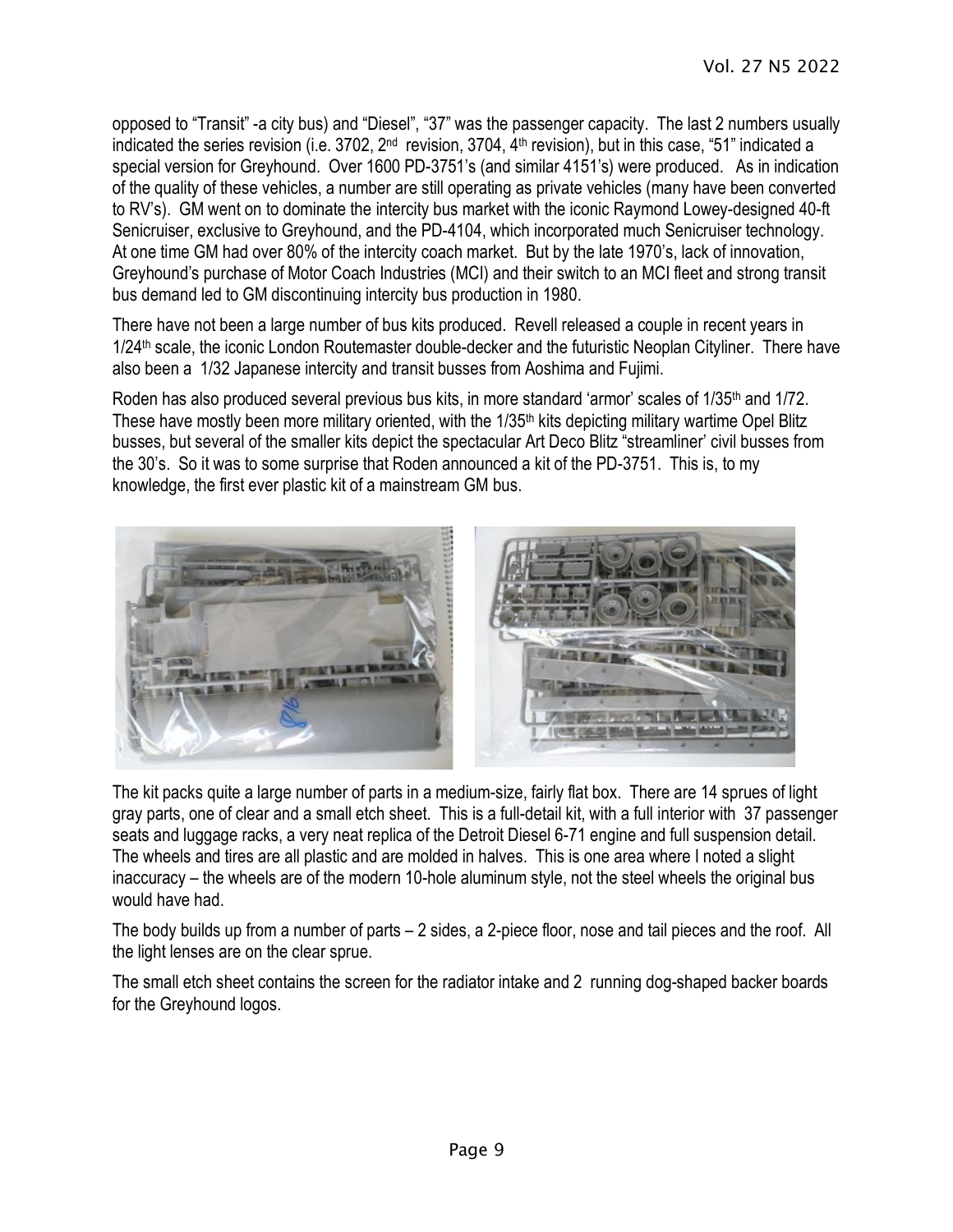opposed to "Transit" -a city bus) and "Diesel", "37" was the passenger capacity. The last 2 numbers usually indicated the series revision (i.e. 3702, 2nd revision, 3704, 4th revision), but in this case, "51" indicated a special version for Greyhound. Over 1600 PD-3751's (and similar 4151's) were produced. As in indication of the quality of these vehicles, a number are still operating as private vehicles (many have been converted to RV's). GM went on to dominate the intercity bus market with the iconic Raymond Lowey-designed 40-ft Senicruiser, exclusive to Greyhound, and the PD-4104, which incorporated much Senicruiser technology. At one time GM had over 80% of the intercity coach market. But by the late 1970's, lack of innovation, Greyhound's purchase of Motor Coach Industries (MCI) and their switch to an MCI fleet and strong transit bus demand led to GM discontinuing intercity bus production in 1980.

There have not been a large number of bus kits produced. Revell released a couple in recent years in 1/24th scale, the iconic London Routemaster double-decker and the futuristic Neoplan Cityliner. There have also been a 1/32 Japanese intercity and transit busses from Aoshima and Fujimi.

Roden has also produced several previous bus kits, in more standard 'armor' scales of 1/35th and 1/72. These have mostly been more military oriented, with the 1/35th kits depicting military wartime Opel Blitz busses, but several of the smaller kits depict the spectacular Art Deco Blitz "streamliner' civil busses from the 30's. So it was to some surprise that Roden announced a kit of the PD-3751. This is, to my knowledge, the first ever plastic kit of a mainstream GM bus.

The kit packs quite a large number of parts in a medium-size, fairly flat box. There are 14 sprues of light gray parts, one of clear and a small etch sheet. This is a full-detail kit, with a full interior with 37 passenger seats and luggage racks, a very neat replica of the Detroit Diesel 6-71 engine and full suspension detail. The wheels and tires are all plastic and are molded in halves. This is one area where I noted a slight inaccuracy – the wheels are of the modern 10-hole aluminum style, not the steel wheels the original bus would have had.

The body builds up from a number of parts – 2 sides, a 2-piece floor, nose and tail pieces and the roof. All the light lenses are on the clear sprue.

The small etch sheet contains the screen for the radiator intake and 2 running dog-shaped backer boards for the Greyhound logos.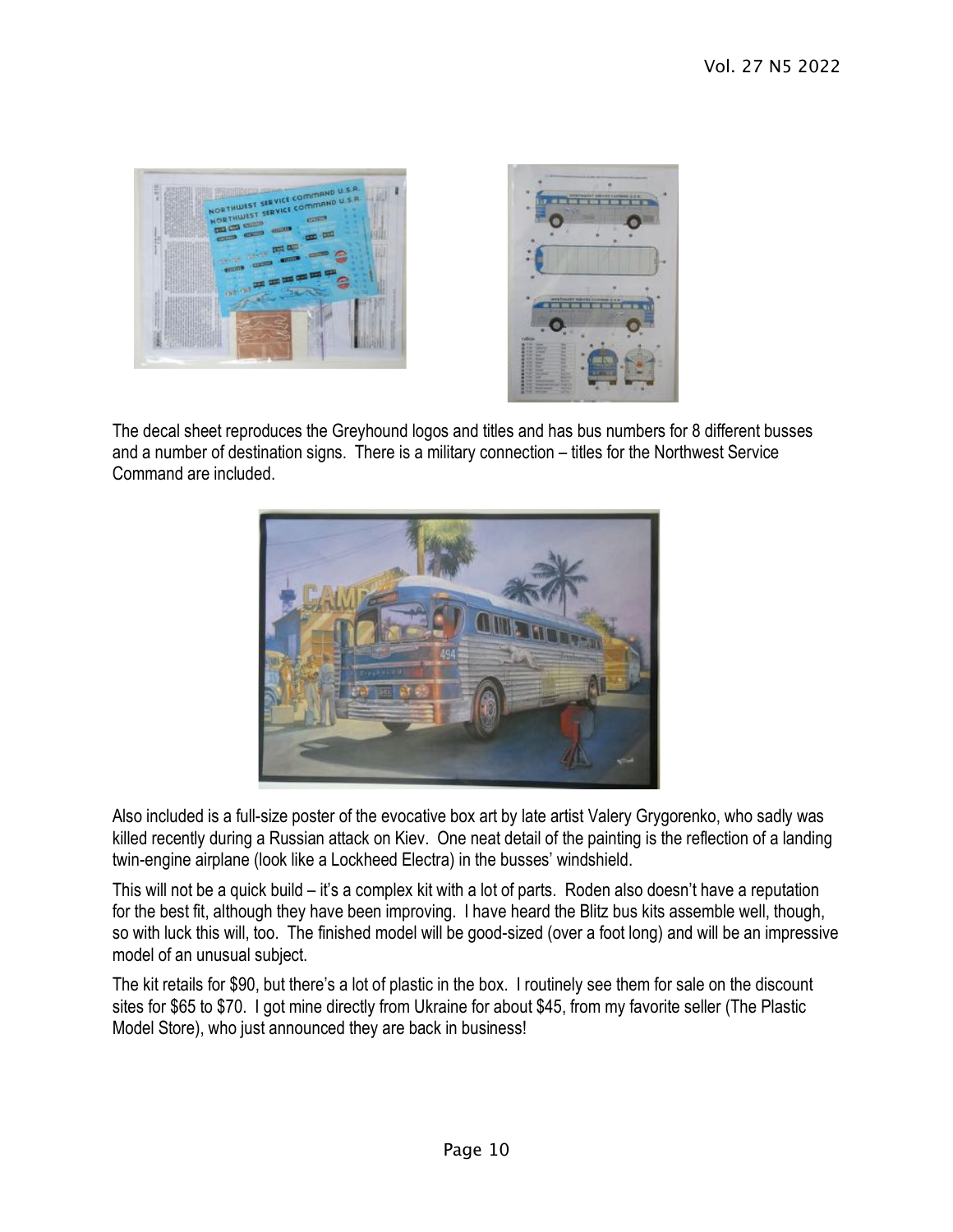The decal sheet reproduces the Greyhound logos and titles and has bus numbers for 8 different busses and a number of destination signs. There is a military connection – titles for the Northwest Service Command are included.

Also included is a full-size poster of the evocative box art by late artist Valery Grygorenko, who sadly was killed recently during a Russian attack on Kiev. One neat detail of the painting is the reflection of a landing twin-engine airplane (look like a Lockheed Electra) in the busses' windshield.

This will not be a quick build – it's a complex kit with a lot of parts. Roden also doesn't have a reputation for the best fit, although they have been improving. I have heard the Blitz bus kits assemble well, though, so with luck this will, too. The finished model will be good-sized (over a foot long) and will be an impressive model of an unusual subject.

The kit retails for $90, but there's a lot of plastic in the box. I routinely see them for sale on the discount sites for $65 to $70. I got mine directly from Ukraine for about $45, from my favorite seller (The Plastic Model Store), who just announced they are back in business!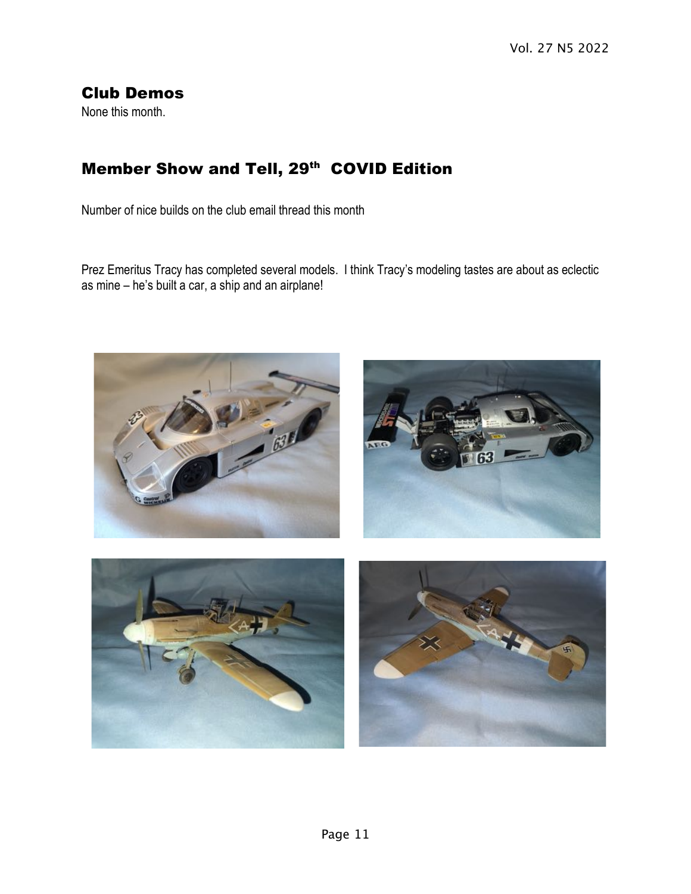## Club Demos

None this month.

## Member Show and Tell, 29th COVID Edition

Number of nice builds on the club email thread this month

Prez Emeritus Tracy has completed several models. I think Tracy's modeling tastes are about as eclectic as mine – he's built a car, a ship and an airplane!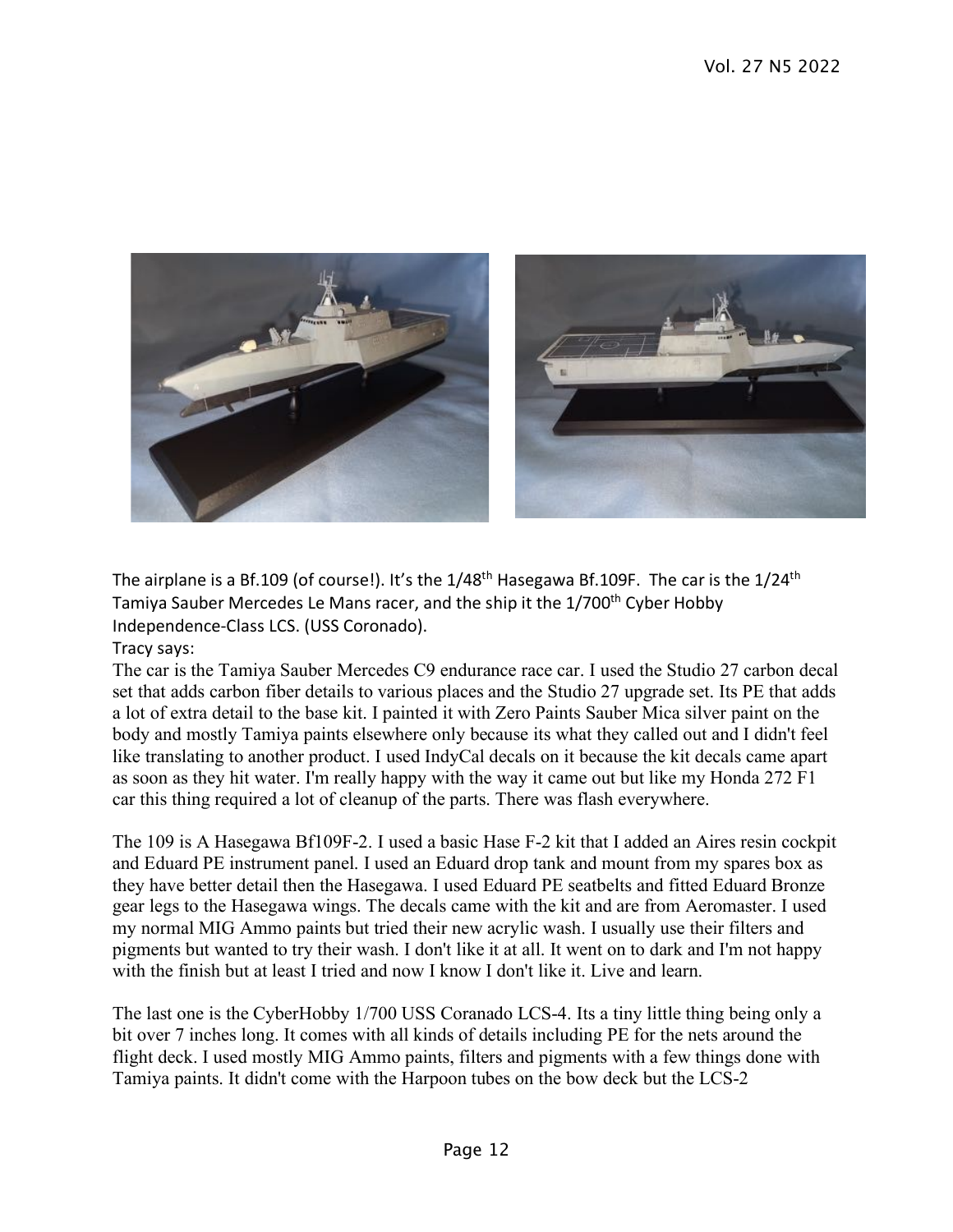The airplane is a Bf.109 (of course!). It's the 1/48th Hasegawa Bf.109F. The car is the 1/24th Tamiya Sauber Mercedes Le Mans racer, and the ship it the 1/700th Cyber Hobby Independence-Class LCS. (USS Coronado).

Tracy says:

The car is the Tamiya Sauber Mercedes C9 endurance race car. I used the Studio 27 carbon decal set that adds carbon fiber details to various places and the Studio 27 upgrade set. Its PE that adds a lot of extra detail to the base kit. I painted it with Zero Paints Sauber Mica silver paint on the body and mostly Tamiya paints elsewhere only because its what they called out and I didn't feel like translating to another product. I used IndyCal decals on it because the kit decals came apart as soon as they hit water. I'm really happy with the way it came out but like my Honda 272 F1 car this thing required a lot of cleanup of the parts. There was flash everywhere.

The 109 is A Hasegawa Bf109F-2. I used a basic Hase F-2 kit that I added an Aires resin cockpit and Eduard PE instrument panel. I used an Eduard drop tank and mount from my spares box as they have better detail then the Hasegawa. I used Eduard PE seatbelts and fitted Eduard Bronze gear legs to the Hasegawa wings. The decals came with the kit and are from Aeromaster. I used my normal MIG Ammo paints but tried their new acrylic wash. I usually use their filters and pigments but wanted to try their wash. I don't like it at all. It went on to dark and I'm not happy with the finish but at least I tried and now I know I don't like it. Live and learn.

The last one is the CyberHobby 1/700 USS Coranado LCS-4. Its a tiny little thing being only a bit over 7 inches long. It comes with all kinds of details including PE for the nets around the flight deck. I used mostly MIG Ammo paints, filters and pigments with a few things done with Tamiya paints. It didn't come with the Harpoon tubes on the bow deck but the LCS-2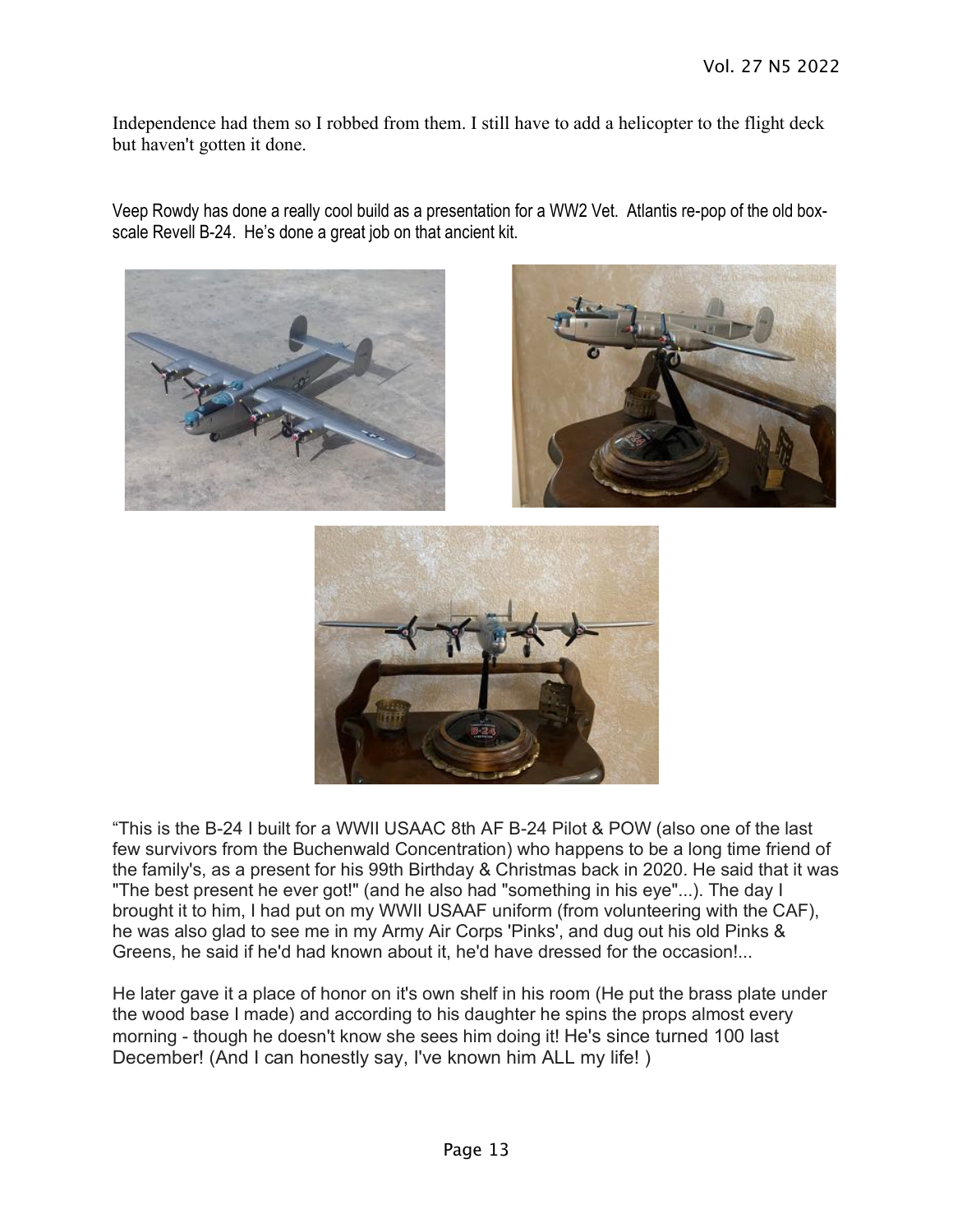Independence had them so I robbed from them. I still have to add a helicopter to the flight deck but haven't gotten it done.

Veep Rowdy has done a really cool build as a presentation for a WW2 Vet. Atlantis re-pop of the old box-scale Revell B-24. He's done a great job on that ancient kit.

"This is the B-24 I built for a WWII USAAC 8th AF B-24 Pilot & POW (also one of the last few survivors from the Buchenwald Concentration) who happens to be a long time friend of the family's, as a present for his 99th Birthday & Christmas back in 2020. He said that it was "The best present he ever got!" (and he also had "something in his eye"...). The day I brought it to him, I had put on my WWII USAAF uniform (from volunteering with the CAF), he was also glad to see me in my Army Air Corps 'Pinks', and dug out his old Pinks & Greens, he said if he'd had known about it, he'd have dressed for the occasion!...

He later gave it a place of honor on it's own shelf in his room (He put the brass plate under the wood base I made) and according to his daughter he spins the props almost every morning - though he doesn't know she sees him doing it! He's since turned 100 last December! (And I can honestly say, I've known him ALL my life! )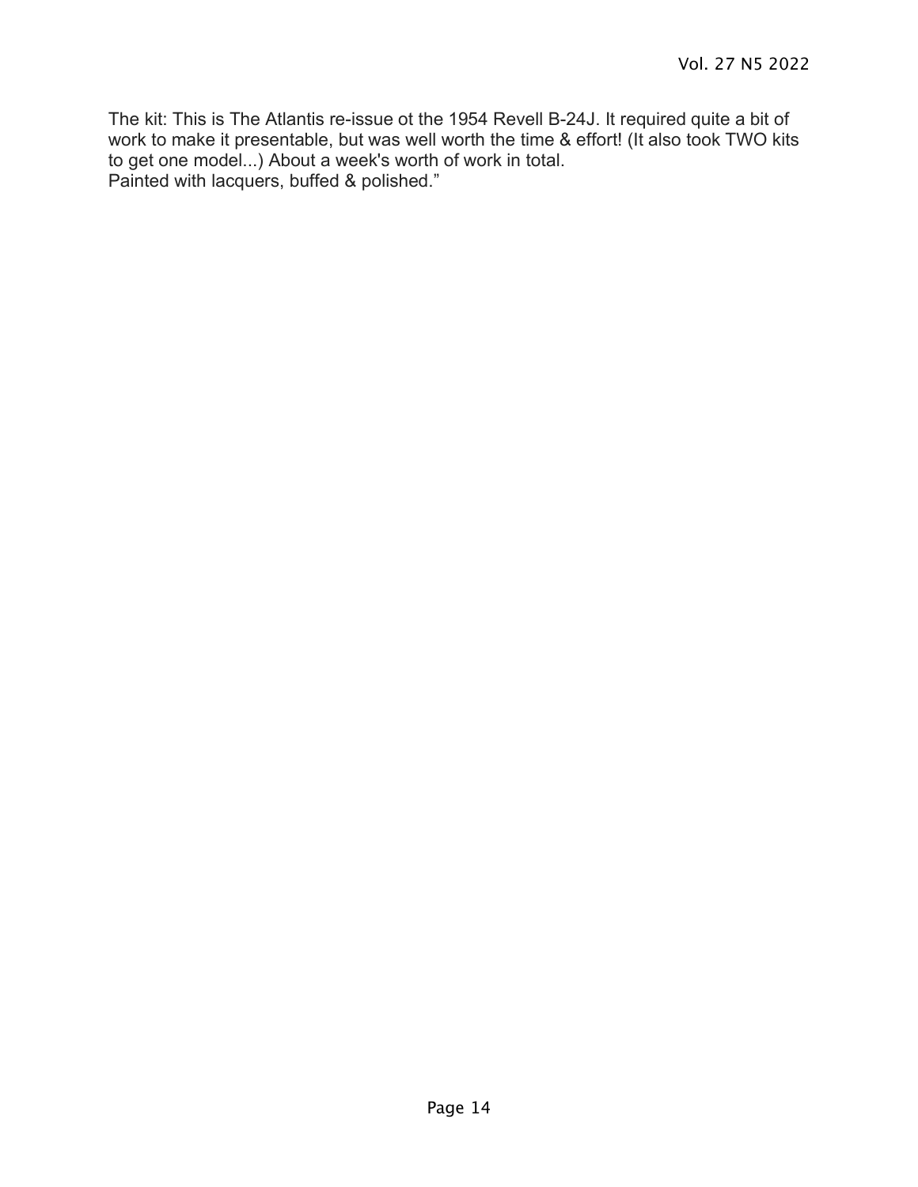The kit: This is The Atlantis re-issue ot the 1954 Revell B-24J. It required quite a bit of work to make it presentable, but was well worth the time & effort! (It also took TWO kits to get one model...) About a week's worth of work in total.
Painted with lacquers, buffed & polished."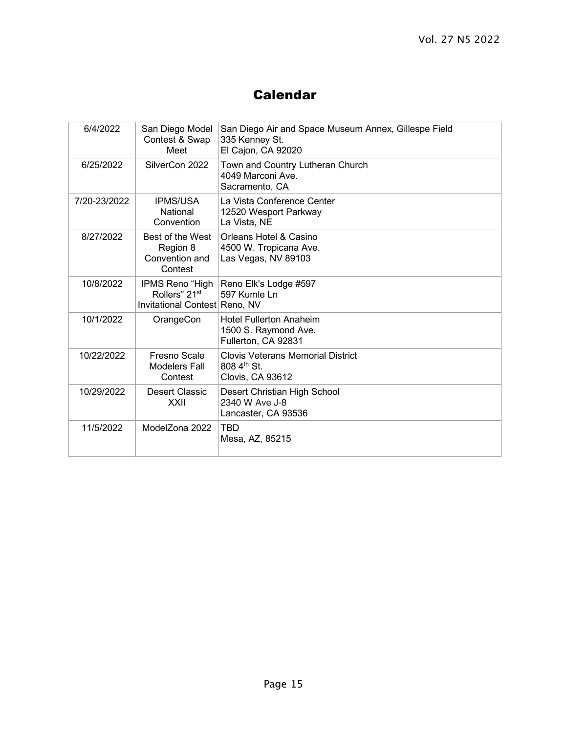# Calendar

| | | |
|---|---|---|
| 6/4/2022 | San Diego Model Contest & Swap Meet | San Diego Air and Space Museum Annex, Gillespe Field<br>335 Kenney St.<br>El Cajon, CA 92020 |
| 6/25/2022 | SilverCon 2022 | Town and Country Lutheran Church<br>4049 Marconi Ave.<br>Sacramento, CA |
| 7/20-23/2022 | IPMS/USA National Convention | La Vista Conference Center<br>12520 Wesport Parkway<br>La Vista, NE |
| 8/27/2022 | Best of the West Region 8 Convention and Contest | Orleans Hotel & Casino<br>4500 W. Tropicana Ave.<br>Las Vegas, NV 89103 |
| 10/8/2022 | IPMS Reno "High Rollers" 21st Invitational Contest | Reno Elk's Lodge #597<br>597 Kumle Ln<br>Reno, NV |
| 10/1/2022 | OrangeCon | Hotel Fullerton Anaheim<br>1500 S. Raymond Ave.<br>Fullerton, CA 92831 |
| 10/22/2022 | Fresno Scale Modelers Fall Contest | Clovis Veterans Memorial District<br>808 4th St.<br>Clovis, CA 93612 |
| 10/29/2022 | Desert Classic XXII | Desert Christian High School<br>2340 W Ave J-8<br>Lancaster, CA 93536 |
| 11/5/2022 | ModelZona 2022 | TBD<br>Mesa, AZ, 85215 |